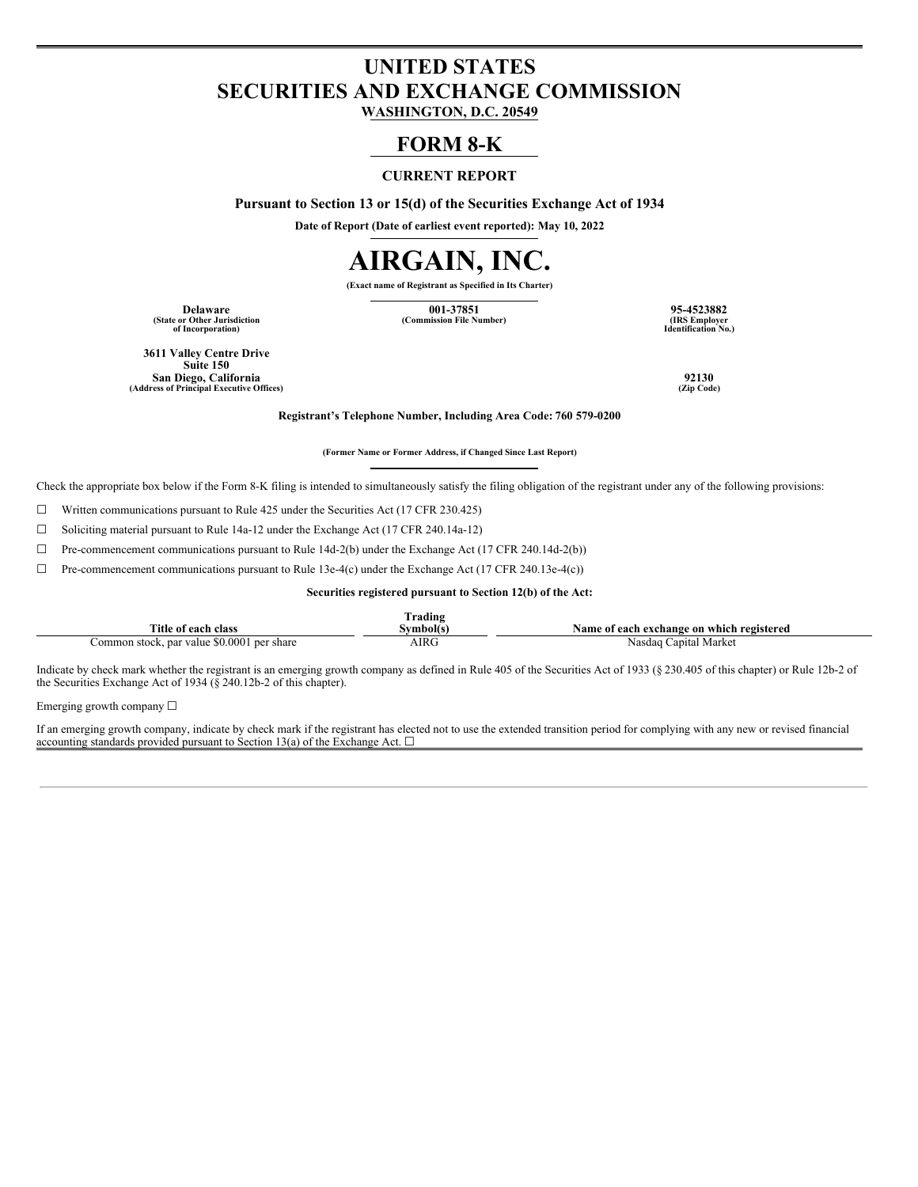# UNITED STATES
# SECURITIES AND EXCHANGE COMMISSION

**WASHINGTON, D.C. 20549**

## FORM 8-K

**CURRENT REPORT**

**Pursuant to Section 13 or 15(d) of the Securities Exchange Act of 1934**

**Date of Report (Date of earliest event reported): May 10, 2022**

# AIRGAIN, INC.

**(Exact name of Registrant as Specified in Its Charter)**

| **Delaware** (State or Other Jurisdiction of Incorporation) | **001-37851** (Commission File Number) | **95-4523882** (IRS Employer Identification No.) |
|---|---|---|

**3611 Valley Centre Drive**
**Suite 150**
**San Diego, California**
**(Address of Principal Executive Offices)**

**92130**
**(Zip Code)**

**Registrant's Telephone Number, Including Area Code: 760 579-0200**

**(Former Name or Former Address, if Changed Since Last Report)**

Check the appropriate box below if the Form 8-K filing is intended to simultaneously satisfy the filing obligation of the registrant under any of the following provisions:

☐ Written communications pursuant to Rule 425 under the Securities Act (17 CFR 230.425)

☐ Soliciting material pursuant to Rule 14a-12 under the Exchange Act (17 CFR 240.14a-12)

☐ Pre-commencement communications pursuant to Rule 14d-2(b) under the Exchange Act (17 CFR 240.14d-2(b))

☐ Pre-commencement communications pursuant to Rule 13e-4(c) under the Exchange Act (17 CFR 240.13e-4(c))

**Securities registered pursuant to Section 12(b) of the Act:**

| Title of each class | Trading Symbol(s) | Name of each exchange on which registered |
|---|---|---|
| Common stock, par value $0.0001 per share | AIRG | Nasdaq Capital Market |

Indicate by check mark whether the registrant is an emerging growth company as defined in Rule 405 of the Securities Act of 1933 (§ 230.405 of this chapter) or Rule 12b-2 of the Securities Exchange Act of 1934 (§ 240.12b-2 of this chapter).

Emerging growth company ☐

If an emerging growth company, indicate by check mark if the registrant has elected not to use the extended transition period for complying with any new or revised financial accounting standards provided pursuant to Section 13(a) of the Exchange Act. ☐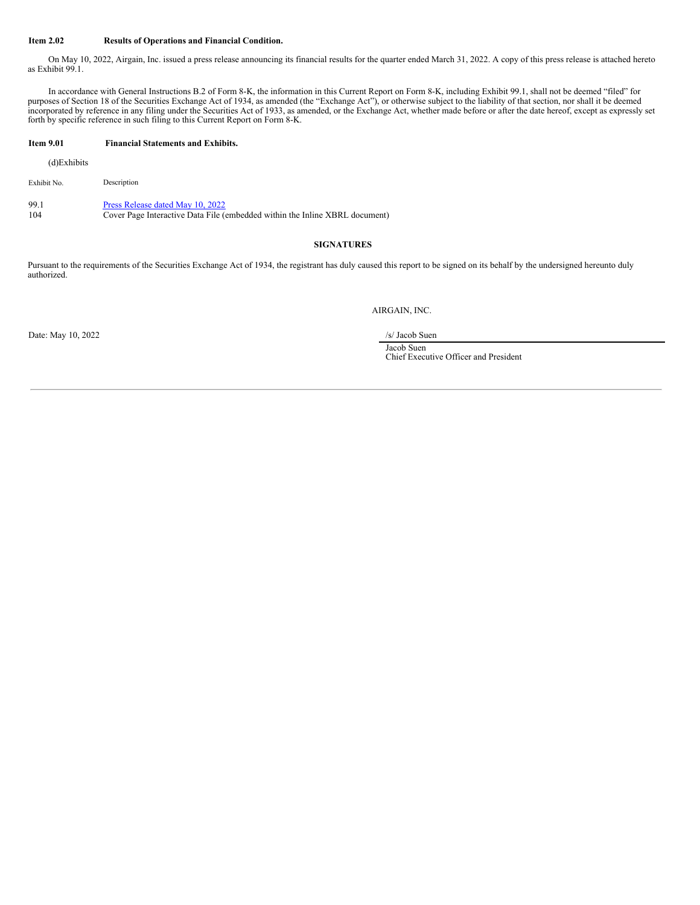**Item 2.02 Results of Operations and Financial Condition.**

On May 10, 2022, Airgain, Inc. issued a press release announcing its financial results for the quarter ended March 31, 2022. A copy of this press release is attached hereto as Exhibit 99.1.

In accordance with General Instructions B.2 of Form 8-K, the information in this Current Report on Form 8-K, including Exhibit 99.1, shall not be deemed "filed" for purposes of Section 18 of the Securities Exchange Act of 1934, as amended (the "Exchange Act"), or otherwise subject to the liability of that section, nor shall it be deemed incorporated by reference in any filing under the Securities Act of 1933, as amended, or the Exchange Act, whether made before or after the date hereof, except as expressly set forth by specific reference in such filing to this Current Report on Form 8-K.

**Item 9.01 Financial Statements and Exhibits.**

(d)Exhibits

| Exhibit No. | Description |
|---|---|
| 99.1 | Press Release dated May 10, 2022 |
| 104 | Cover Page Interactive Data File (embedded within the Inline XBRL document) |

**SIGNATURES**

Pursuant to the requirements of the Securities Exchange Act of 1934, the registrant has duly caused this report to be signed on its behalf by the undersigned hereunto duly authorized.

AIRGAIN, INC.

Date: May 10, 2022

/s/ Jacob Suen

Jacob Suen
Chief Executive Officer and President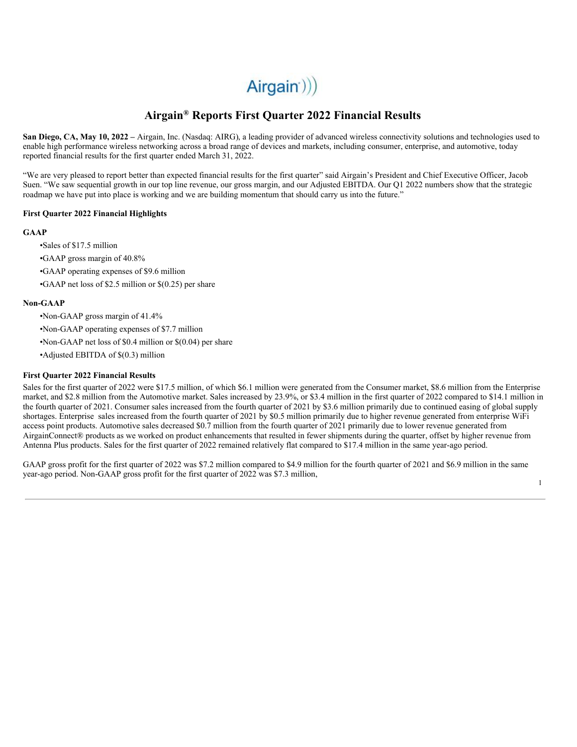Airgain)))

# Airgain® Reports First Quarter 2022 Financial Results

**San Diego, CA, May 10, 2022 –** Airgain, Inc. (Nasdaq: AIRG), a leading provider of advanced wireless connectivity solutions and technologies used to enable high performance wireless networking across a broad range of devices and markets, including consumer, enterprise, and automotive, today reported financial results for the first quarter ended March 31, 2022.

"We are very pleased to report better than expected financial results for the first quarter" said Airgain's President and Chief Executive Officer, Jacob Suen. "We saw sequential growth in our top line revenue, our gross margin, and our Adjusted EBITDA. Our Q1 2022 numbers show that the strategic roadmap we have put into place is working and we are building momentum that should carry us into the future."

**First Quarter 2022 Financial Highlights**

**GAAP**

- Sales of $17.5 million
- GAAP gross margin of 40.8%
- GAAP operating expenses of $9.6 million
- GAAP net loss of $2.5 million or $(0.25) per share

**Non-GAAP**

- Non-GAAP gross margin of 41.4%
- Non-GAAP operating expenses of $7.7 million
- Non-GAAP net loss of $0.4 million or $(0.04) per share
- Adjusted EBITDA of $(0.3) million

**First Quarter 2022 Financial Results**

Sales for the first quarter of 2022 were $17.5 million, of which $6.1 million were generated from the Consumer market, $8.6 million from the Enterprise market, and $2.8 million from the Automotive market. Sales increased by 23.9%, or $3.4 million in the first quarter of 2022 compared to $14.1 million in the fourth quarter of 2021. Consumer sales increased from the fourth quarter of 2021 by $3.6 million primarily due to continued easing of global supply shortages. Enterprise sales increased from the fourth quarter of 2021 by $0.5 million primarily due to higher revenue generated from enterprise WiFi access point products. Automotive sales decreased $0.7 million from the fourth quarter of 2021 primarily due to lower revenue generated from AirgainConnect® products as we worked on product enhancements that resulted in fewer shipments during the quarter, offset by higher revenue from Antenna Plus products. Sales for the first quarter of 2022 remained relatively flat compared to $17.4 million in the same year-ago period.

GAAP gross profit for the first quarter of 2022 was $7.2 million compared to $4.9 million for the fourth quarter of 2021 and $6.9 million in the same year-ago period. Non-GAAP gross profit for the first quarter of 2022 was $7.3 million,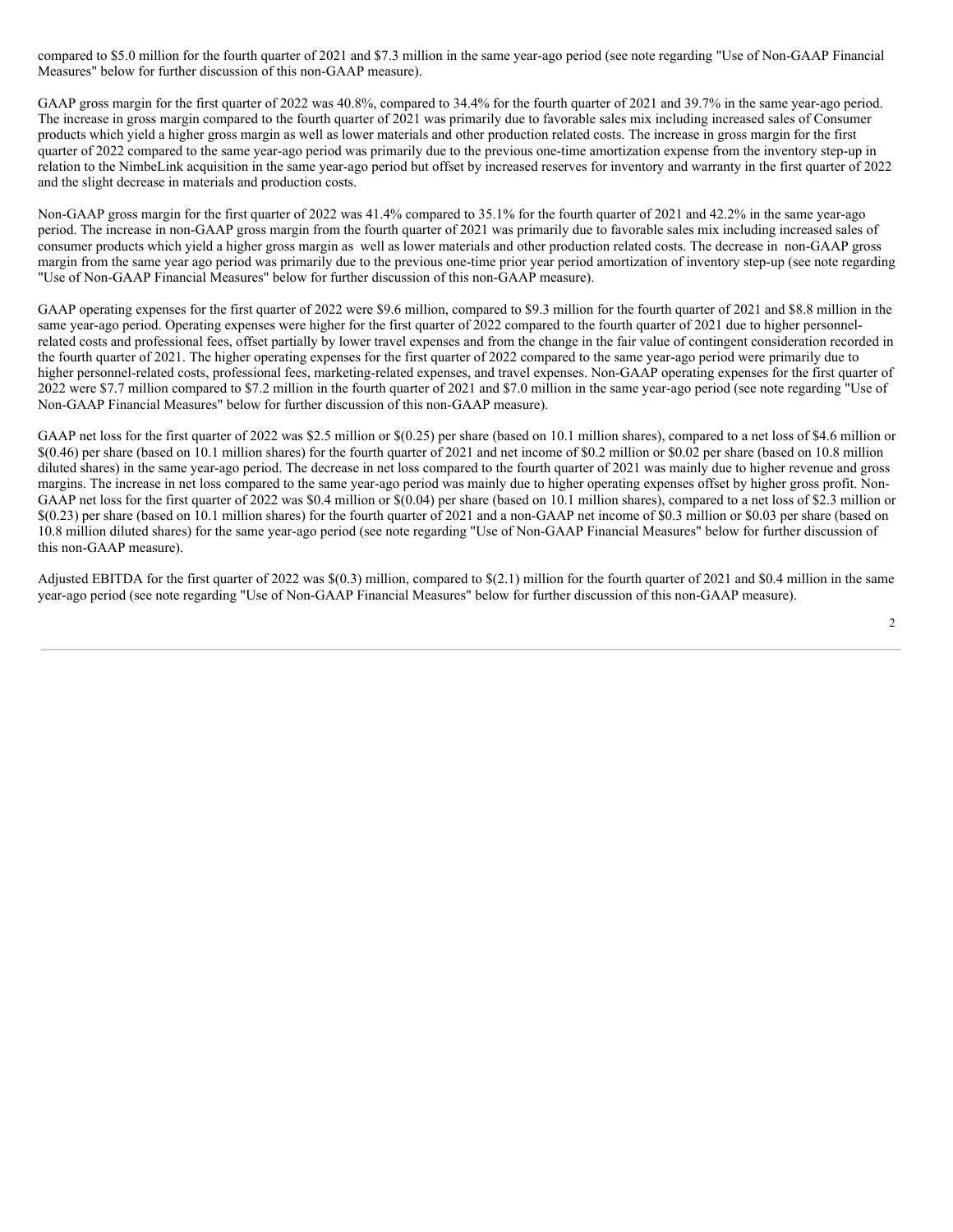compared to $5.0 million for the fourth quarter of 2021 and $7.3 million in the same year-ago period (see note regarding "Use of Non-GAAP Financial Measures" below for further discussion of this non-GAAP measure).

GAAP gross margin for the first quarter of 2022 was 40.8%, compared to 34.4% for the fourth quarter of 2021 and 39.7% in the same year-ago period. The increase in gross margin compared to the fourth quarter of 2021 was primarily due to favorable sales mix including increased sales of Consumer products which yield a higher gross margin as well as lower materials and other production related costs. The increase in gross margin for the first quarter of 2022 compared to the same year-ago period was primarily due to the previous one-time amortization expense from the inventory step-up in relation to the NimbeLink acquisition in the same year-ago period but offset by increased reserves for inventory and warranty in the first quarter of 2022 and the slight decrease in materials and production costs.

Non-GAAP gross margin for the first quarter of 2022 was 41.4% compared to 35.1% for the fourth quarter of 2021 and 42.2% in the same year-ago period. The increase in non-GAAP gross margin from the fourth quarter of 2021 was primarily due to favorable sales mix including increased sales of consumer products which yield a higher gross margin as well as lower materials and other production related costs. The decrease in non-GAAP gross margin from the same year ago period was primarily due to the previous one-time prior year period amortization of inventory step-up (see note regarding "Use of Non-GAAP Financial Measures" below for further discussion of this non-GAAP measure).

GAAP operating expenses for the first quarter of 2022 were $9.6 million, compared to $9.3 million for the fourth quarter of 2021 and $8.8 million in the same year-ago period. Operating expenses were higher for the first quarter of 2022 compared to the fourth quarter of 2021 due to higher personnel-related costs and professional fees, offset partially by lower travel expenses and from the change in the fair value of contingent consideration recorded in the fourth quarter of 2021. The higher operating expenses for the first quarter of 2022 compared to the same year-ago period were primarily due to higher personnel-related costs, professional fees, marketing-related expenses, and travel expenses. Non-GAAP operating expenses for the first quarter of 2022 were $7.7 million compared to $7.2 million in the fourth quarter of 2021 and $7.0 million in the same year-ago period (see note regarding "Use of Non-GAAP Financial Measures" below for further discussion of this non-GAAP measure).

GAAP net loss for the first quarter of 2022 was $2.5 million or $(0.25) per share (based on 10.1 million shares), compared to a net loss of $4.6 million or $(0.46) per share (based on 10.1 million shares) for the fourth quarter of 2021 and net income of $0.2 million or $0.02 per share (based on 10.8 million diluted shares) in the same year-ago period. The decrease in net loss compared to the fourth quarter of 2021 was mainly due to higher revenue and gross margins. The increase in net loss compared to the same year-ago period was mainly due to higher operating expenses offset by higher gross profit. Non-GAAP net loss for the first quarter of 2022 was $0.4 million or $(0.04) per share (based on 10.1 million shares), compared to a net loss of $2.3 million or $(0.23) per share (based on 10.1 million shares) for the fourth quarter of 2021 and a non-GAAP net income of $0.3 million or $0.03 per share (based on 10.8 million diluted shares) for the same year-ago period (see note regarding "Use of Non-GAAP Financial Measures" below for further discussion of this non-GAAP measure).

Adjusted EBITDA for the first quarter of 2022 was $(0.3) million, compared to $(2.1) million for the fourth quarter of 2021 and $0.4 million in the same year-ago period (see note regarding "Use of Non-GAAP Financial Measures" below for further discussion of this non-GAAP measure).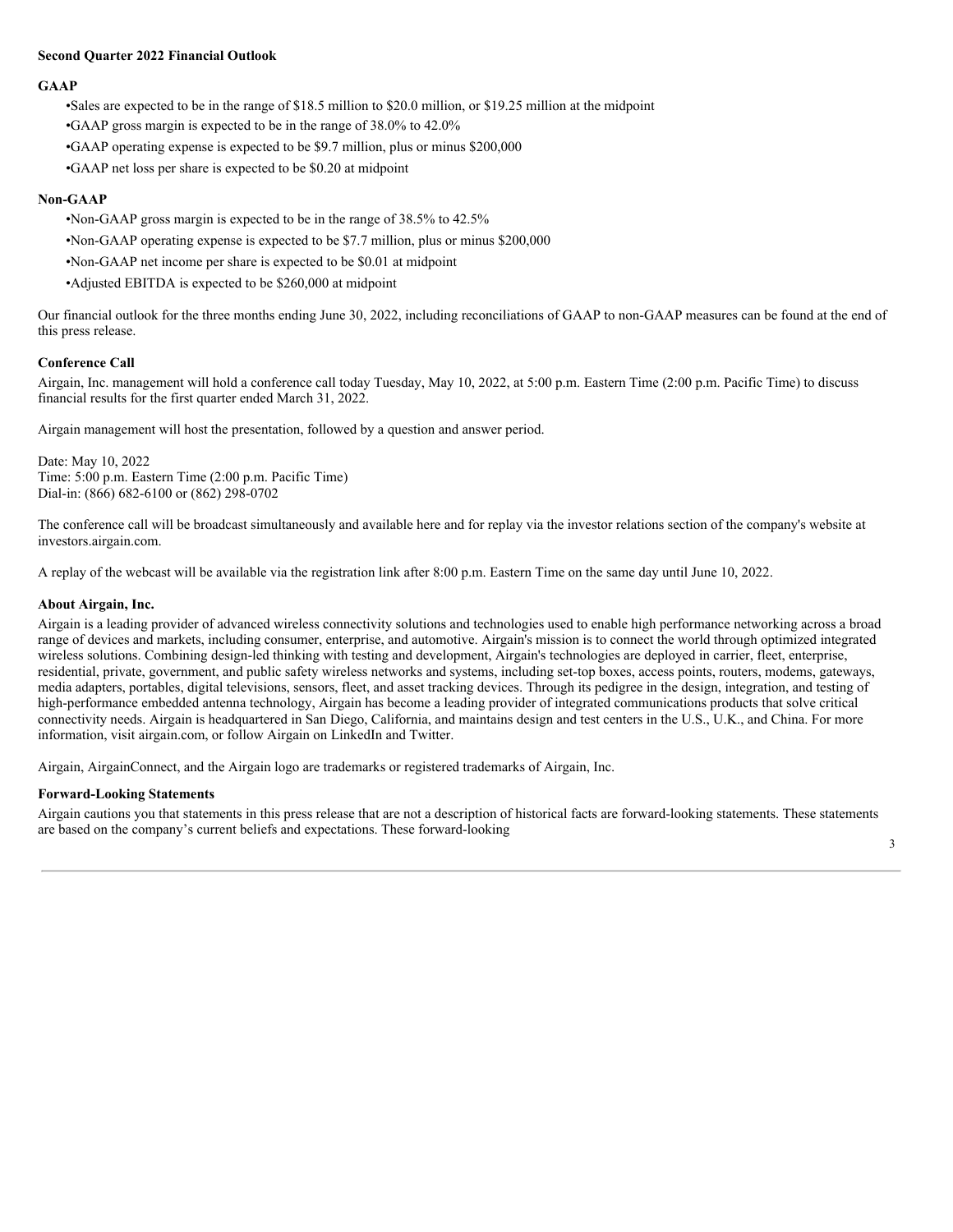**Second Quarter 2022 Financial Outlook**

**GAAP**

- Sales are expected to be in the range of $18.5 million to $20.0 million, or $19.25 million at the midpoint
- GAAP gross margin is expected to be in the range of 38.0% to 42.0%
- GAAP operating expense is expected to be $9.7 million, plus or minus $200,000
- GAAP net loss per share is expected to be $0.20 at midpoint

**Non-GAAP**

- Non-GAAP gross margin is expected to be in the range of 38.5% to 42.5%
- Non-GAAP operating expense is expected to be $7.7 million, plus or minus $200,000
- Non-GAAP net income per share is expected to be $0.01 at midpoint
- Adjusted EBITDA is expected to be $260,000 at midpoint

Our financial outlook for the three months ending June 30, 2022, including reconciliations of GAAP to non-GAAP measures can be found at the end of this press release.

**Conference Call**

Airgain, Inc. management will hold a conference call today Tuesday, May 10, 2022, at 5:00 p.m. Eastern Time (2:00 p.m. Pacific Time) to discuss financial results for the first quarter ended March 31, 2022.

Airgain management will host the presentation, followed by a question and answer period.

Date: May 10, 2022
Time: 5:00 p.m. Eastern Time (2:00 p.m. Pacific Time)
Dial-in: (866) 682-6100 or (862) 298-0702

The conference call will be broadcast simultaneously and available here and for replay via the investor relations section of the company's website at investors.airgain.com.

A replay of the webcast will be available via the registration link after 8:00 p.m. Eastern Time on the same day until June 10, 2022.

**About Airgain, Inc.**

Airgain is a leading provider of advanced wireless connectivity solutions and technologies used to enable high performance networking across a broad range of devices and markets, including consumer, enterprise, and automotive. Airgain's mission is to connect the world through optimized integrated wireless solutions. Combining design-led thinking with testing and development, Airgain's technologies are deployed in carrier, fleet, enterprise, residential, private, government, and public safety wireless networks and systems, including set-top boxes, access points, routers, modems, gateways, media adapters, portables, digital televisions, sensors, fleet, and asset tracking devices. Through its pedigree in the design, integration, and testing of high-performance embedded antenna technology, Airgain has become a leading provider of integrated communications products that solve critical connectivity needs. Airgain is headquartered in San Diego, California, and maintains design and test centers in the U.S., U.K., and China. For more information, visit airgain.com, or follow Airgain on LinkedIn and Twitter.

Airgain, AirgainConnect, and the Airgain logo are trademarks or registered trademarks of Airgain, Inc.

**Forward-Looking Statements**

Airgain cautions you that statements in this press release that are not a description of historical facts are forward-looking statements. These statements are based on the company's current beliefs and expectations. These forward-looking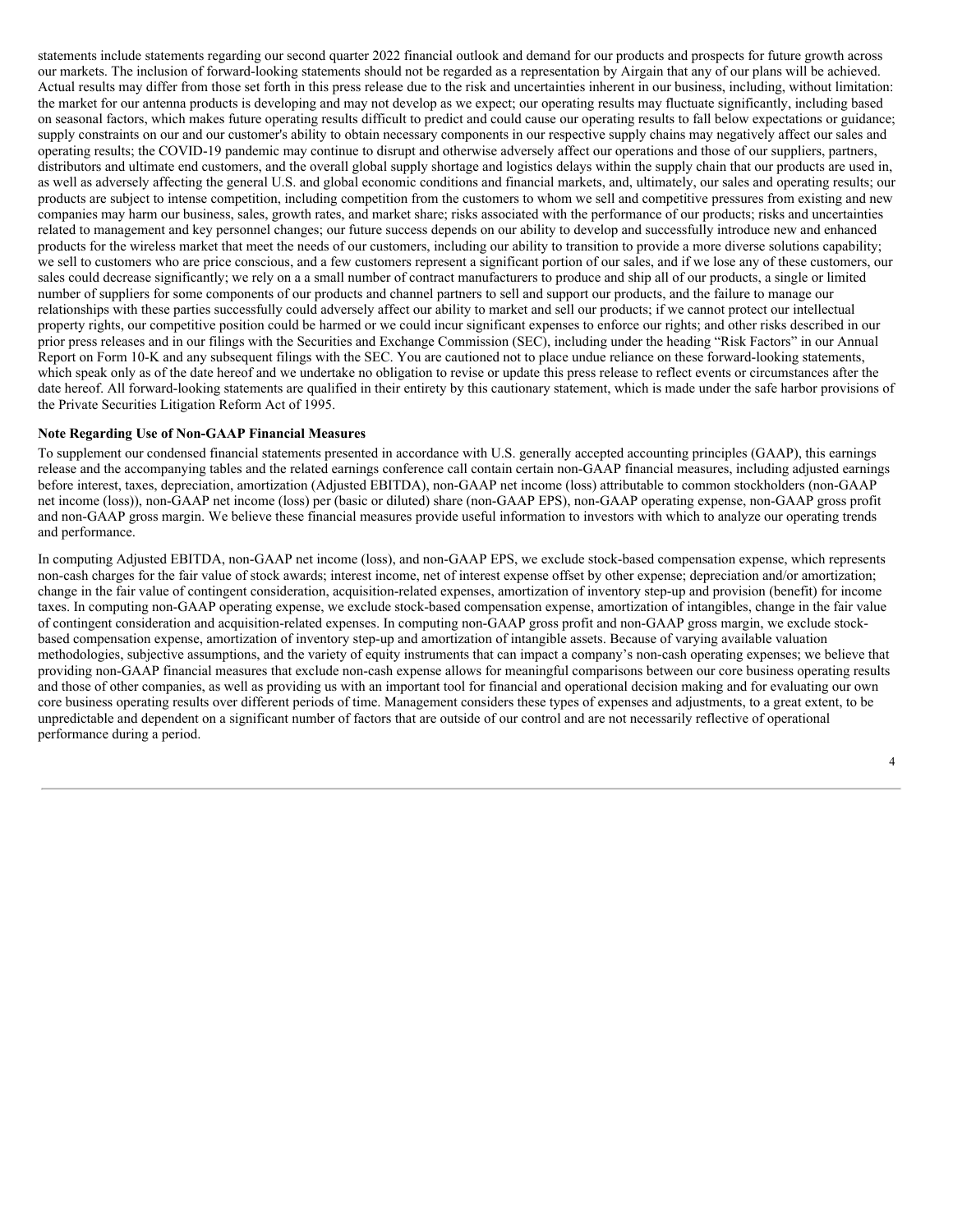statements include statements regarding our second quarter 2022 financial outlook and demand for our products and prospects for future growth across our markets. The inclusion of forward-looking statements should not be regarded as a representation by Airgain that any of our plans will be achieved. Actual results may differ from those set forth in this press release due to the risk and uncertainties inherent in our business, including, without limitation: the market for our antenna products is developing and may not develop as we expect; our operating results may fluctuate significantly, including based on seasonal factors, which makes future operating results difficult to predict and could cause our operating results to fall below expectations or guidance; supply constraints on our and our customer's ability to obtain necessary components in our respective supply chains may negatively affect our sales and operating results; the COVID-19 pandemic may continue to disrupt and otherwise adversely affect our operations and those of our suppliers, partners, distributors and ultimate end customers, and the overall global supply shortage and logistics delays within the supply chain that our products are used in, as well as adversely affecting the general U.S. and global economic conditions and financial markets, and, ultimately, our sales and operating results; our products are subject to intense competition, including competition from the customers to whom we sell and competitive pressures from existing and new companies may harm our business, sales, growth rates, and market share; risks associated with the performance of our products; risks and uncertainties related to management and key personnel changes; our future success depends on our ability to develop and successfully introduce new and enhanced products for the wireless market that meet the needs of our customers, including our ability to transition to provide a more diverse solutions capability; we sell to customers who are price conscious, and a few customers represent a significant portion of our sales, and if we lose any of these customers, our sales could decrease significantly; we rely on a a small number of contract manufacturers to produce and ship all of our products, a single or limited number of suppliers for some components of our products and channel partners to sell and support our products, and the failure to manage our relationships with these parties successfully could adversely affect our ability to market and sell our products; if we cannot protect our intellectual property rights, our competitive position could be harmed or we could incur significant expenses to enforce our rights; and other risks described in our prior press releases and in our filings with the Securities and Exchange Commission (SEC), including under the heading "Risk Factors" in our Annual Report on Form 10-K and any subsequent filings with the SEC. You are cautioned not to place undue reliance on these forward-looking statements, which speak only as of the date hereof and we undertake no obligation to revise or update this press release to reflect events or circumstances after the date hereof. All forward-looking statements are qualified in their entirety by this cautionary statement, which is made under the safe harbor provisions of the Private Securities Litigation Reform Act of 1995.

**Note Regarding Use of Non-GAAP Financial Measures**

To supplement our condensed financial statements presented in accordance with U.S. generally accepted accounting principles (GAAP), this earnings release and the accompanying tables and the related earnings conference call contain certain non-GAAP financial measures, including adjusted earnings before interest, taxes, depreciation, amortization (Adjusted EBITDA), non-GAAP net income (loss) attributable to common stockholders (non-GAAP net income (loss)), non-GAAP net income (loss) per (basic or diluted) share (non-GAAP EPS), non-GAAP operating expense, non-GAAP gross profit and non-GAAP gross margin. We believe these financial measures provide useful information to investors with which to analyze our operating trends and performance.

In computing Adjusted EBITDA, non-GAAP net income (loss), and non-GAAP EPS, we exclude stock-based compensation expense, which represents non-cash charges for the fair value of stock awards; interest income, net of interest expense offset by other expense; depreciation and/or amortization; change in the fair value of contingent consideration, acquisition-related expenses, amortization of inventory step-up and provision (benefit) for income taxes. In computing non-GAAP operating expense, we exclude stock-based compensation expense, amortization of intangibles, change in the fair value of contingent consideration and acquisition-related expenses. In computing non-GAAP gross profit and non-GAAP gross margin, we exclude stock-based compensation expense, amortization of inventory step-up and amortization of intangible assets. Because of varying available valuation methodologies, subjective assumptions, and the variety of equity instruments that can impact a company's non-cash operating expenses; we believe that providing non-GAAP financial measures that exclude non-cash expense allows for meaningful comparisons between our core business operating results and those of other companies, as well as providing us with an important tool for financial and operational decision making and for evaluating our own core business operating results over different periods of time. Management considers these types of expenses and adjustments, to a great extent, to be unpredictable and dependent on a significant number of factors that are outside of our control and are not necessarily reflective of operational performance during a period.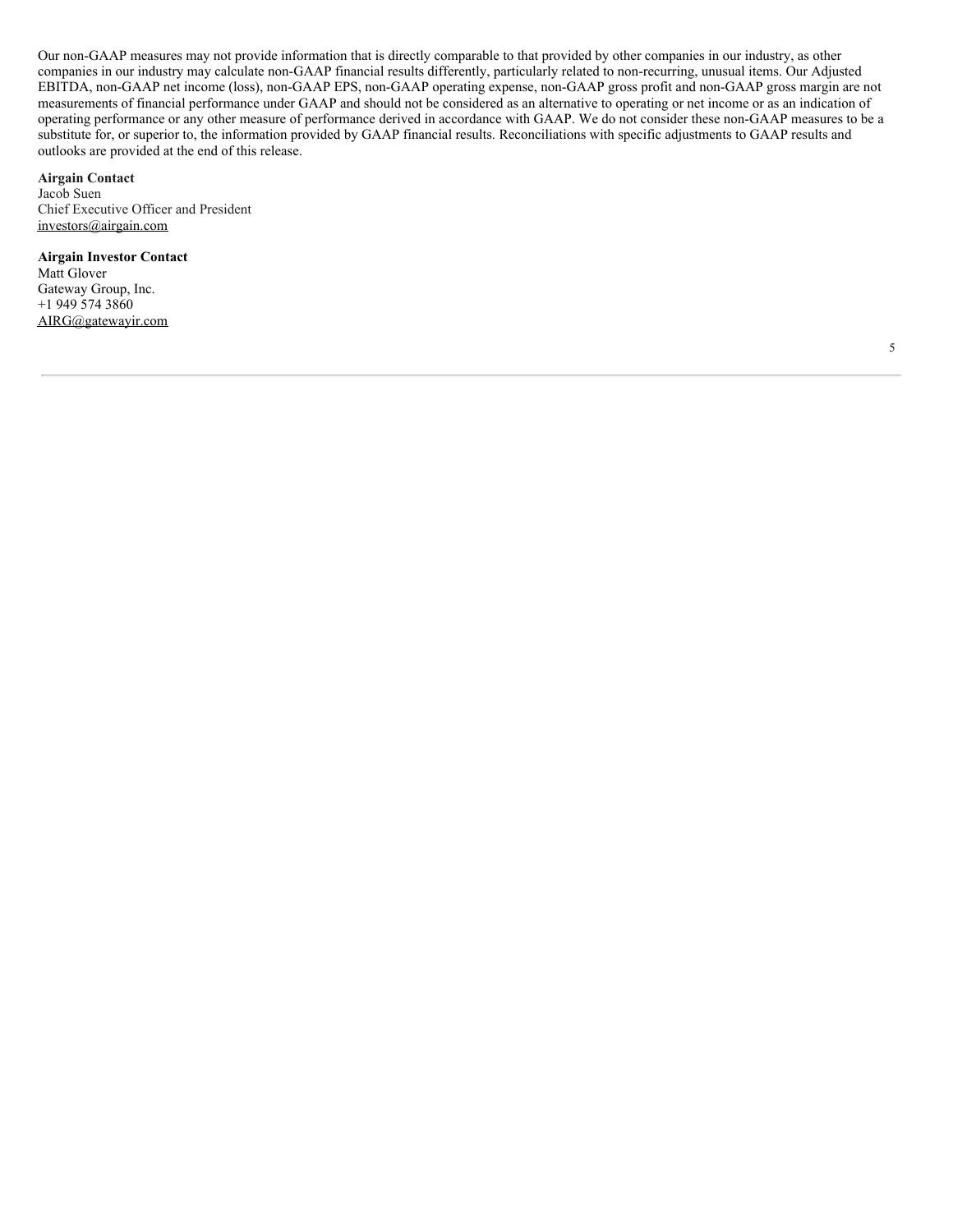Our non-GAAP measures may not provide information that is directly comparable to that provided by other companies in our industry, as other companies in our industry may calculate non-GAAP financial results differently, particularly related to non-recurring, unusual items. Our Adjusted EBITDA, non-GAAP net income (loss), non-GAAP EPS, non-GAAP operating expense, non-GAAP gross profit and non-GAAP gross margin are not measurements of financial performance under GAAP and should not be considered as an alternative to operating or net income or as an indication of operating performance or any other measure of performance derived in accordance with GAAP. We do not consider these non-GAAP measures to be a substitute for, or superior to, the information provided by GAAP financial results. Reconciliations with specific adjustments to GAAP results and outlooks are provided at the end of this release.

**Airgain Contact**
Jacob Suen
Chief Executive Officer and President
investors@airgain.com

**Airgain Investor Contact**
Matt Glover
Gateway Group, Inc.
+1 949 574 3860
AIRG@gatewayir.com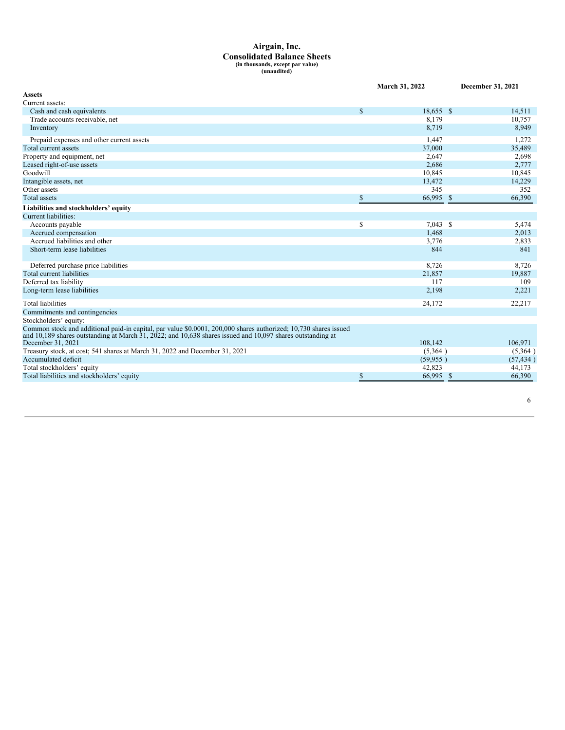# Airgain, Inc.
## Consolidated Balance Sheets
**(in thousands, except par value)**
**(unaudited)**

| | March 31, 2022 | December 31, 2021 |
|---|---|---|
| **Assets** | | |
| Current assets: | | |
| Cash and cash equivalents | $ 18,655 | $ 14,511 |
| Trade accounts receivable, net | 8,179 | 10,757 |
| Inventory | 8,719 | 8,949 |
| Prepaid expenses and other current assets | 1,447 | 1,272 |
| Total current assets | 37,000 | 35,489 |
| Property and equipment, net | 2,647 | 2,698 |
| Leased right-of-use assets | 2,686 | 2,777 |
| Goodwill | 10,845 | 10,845 |
| Intangible assets, net | 13,472 | 14,229 |
| Other assets | 345 | 352 |
| Total assets | $ 66,995 | $ 66,390 |
| **Liabilities and stockholders' equity** | | |
| Current liabilities: | | |
| Accounts payable | $ 7,043 | $ 5,474 |
| Accrued compensation | 1,468 | 2,013 |
| Accrued liabilities and other | 3,776 | 2,833 |
| Short-term lease liabilities | 844 | 841 |
| Deferred purchase price liabilities | 8,726 | 8,726 |
| Total current liabilities | 21,857 | 19,887 |
| Deferred tax liability | 117 | 109 |
| Long-term lease liabilities | 2,198 | 2,221 |
| Total liabilities | 24,172 | 22,217 |
| Commitments and contingencies | | |
| Stockholders' equity: | | |
| Common stock and additional paid-in capital, par value $0.0001, 200,000 shares authorized; 10,730 shares issued and 10,189 shares outstanding at March 31, 2022; and 10,638 shares issued and 10,097 shares outstanding at December 31, 2021 | 108,142 | 106,971 |
| Treasury stock, at cost; 541 shares at March 31, 2022 and December 31, 2021 | (5,364 ) | (5,364 ) |
| Accumulated deficit | (59,955 ) | (57,434 ) |
| Total stockholders' equity | 42,823 | 44,173 |
| Total liabilities and stockholders' equity | $ 66,995 | $ 66,390 |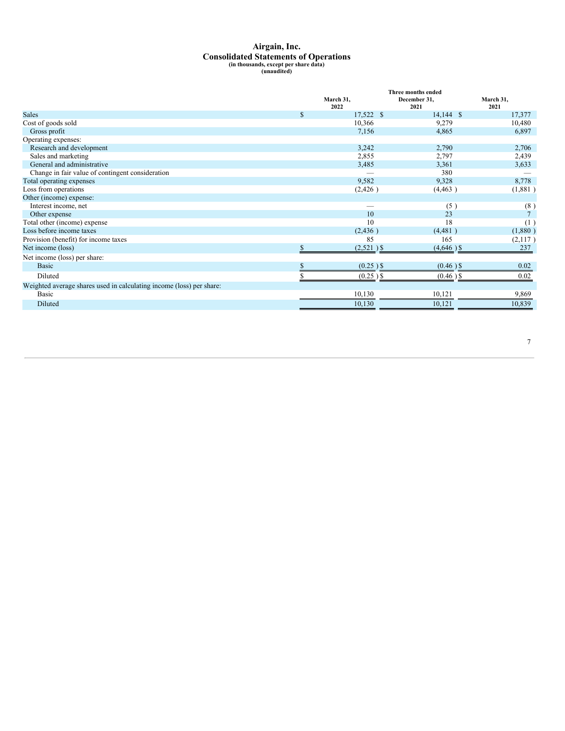# Airgain, Inc.
## Consolidated Statements of Operations
**(in thousands, except per share data)**
**(unaudited)**

| | Three months ended | | |
|---|---|---|---|
| | March 31, 2022 | December 31, 2021 | March 31, 2021 |
| Sales | $ 17,522 | $ 14,144 | $ 17,377 |
| Cost of goods sold | 10,366 | 9,279 | 10,480 |
| Gross profit | 7,156 | 4,865 | 6,897 |
| Operating expenses: | | | |
| Research and development | 3,242 | 2,790 | 2,706 |
| Sales and marketing | 2,855 | 2,797 | 2,439 |
| General and administrative | 3,485 | 3,361 | 3,633 |
| Change in fair value of contingent consideration | — | 380 | — |
| Total operating expenses | 9,582 | 9,328 | 8,778 |
| Loss from operations | (2,426 ) | (4,463 ) | (1,881 ) |
| Other (income) expense: | | | |
| Interest income, net | — | (5 ) | (8 ) |
| Other expense | 10 | 23 | 7 |
| Total other (income) expense | 10 | 18 | (1 ) |
| Loss before income taxes | (2,436 ) | (4,481 ) | (1,880 ) |
| Provision (benefit) for income taxes | 85 | 165 | (2,117 ) |
| Net income (loss) | $ (2,521 ) | $ (4,646 ) | $ 237 |
| Net income (loss) per share: | | | |
| Basic | $ (0.25 ) | $ (0.46 ) | $ 0.02 |
| Diluted | $ (0.25 ) | $ (0.46 ) | $ 0.02 |
| Weighted average shares used in calculating income (loss) per share: | | | |
| Basic | 10,130 | 10,121 | 9,869 |
| Diluted | 10,130 | 10,121 | 10,839 |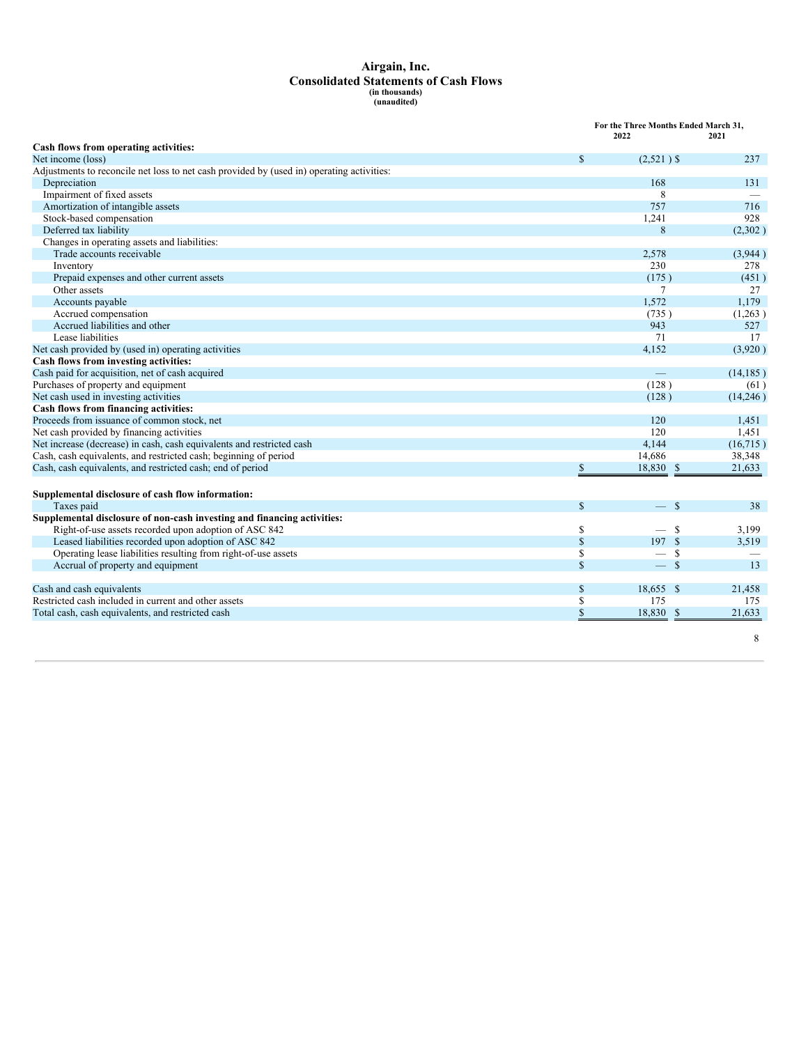# Airgain, Inc.

## Consolidated Statements of Cash Flows

**(in thousands)**
**(unaudited)**

| | For the Three Months Ended March 31, 2022 | 2021 |
|---|---|---|
| **Cash flows from operating activities:** | | |
| Net income (loss) | $ (2,521 ) | $ 237 |
| Adjustments to reconcile net loss to net cash provided by (used in) operating activities: | | |
| Depreciation | 168 | 131 |
| Impairment of fixed assets | 8 | — |
| Amortization of intangible assets | 757 | 716 |
| Stock-based compensation | 1,241 | 928 |
| Deferred tax liability | 8 | (2,302 ) |
| Changes in operating assets and liabilities: | | |
| Trade accounts receivable | 2,578 | (3,944 ) |
| Inventory | 230 | 278 |
| Prepaid expenses and other current assets | (175 ) | (451 ) |
| Other assets | 7 | 27 |
| Accounts payable | 1,572 | 1,179 |
| Accrued compensation | (735 ) | (1,263 ) |
| Accrued liabilities and other | 943 | 527 |
| Lease liabilities | 71 | 17 |
| Net cash provided by (used in) operating activities | 4,152 | (3,920 ) |
| **Cash flows from investing activities:** | | |
| Cash paid for acquisition, net of cash acquired | — | (14,185 ) |
| Purchases of property and equipment | (128 ) | (61 ) |
| Net cash used in investing activities | (128 ) | (14,246 ) |
| **Cash flows from financing activities:** | | |
| Proceeds from issuance of common stock, net | 120 | 1,451 |
| Net cash provided by financing activities | 120 | 1,451 |
| Net increase (decrease) in cash, cash equivalents and restricted cash | 4,144 | (16,715 ) |
| Cash, cash equivalents, and restricted cash; beginning of period | 14,686 | 38,348 |
| Cash, cash equivalents, and restricted cash; end of period | $ 18,830 | $ 21,633 |
| | | |
| **Supplemental disclosure of cash flow information:** | | |
| Taxes paid | $ — | $ 38 |
| **Supplemental disclosure of non-cash investing and financing activities:** | | |
| Right-of-use assets recorded upon adoption of ASC 842 | $ — | $ 3,199 |
| Leased liabilities recorded upon adoption of ASC 842 | $ 197 | $ 3,519 |
| Operating lease liabilities resulting from right-of-use assets | $ — | $ — |
| Accrual of property and equipment | $ — | $ 13 |
| | | |
| Cash and cash equivalents | $ 18,655 | $ 21,458 |
| Restricted cash included in current and other assets | $ 175 | 175 |
| Total cash, cash equivalents, and restricted cash | $ 18,830 | $ 21,633 |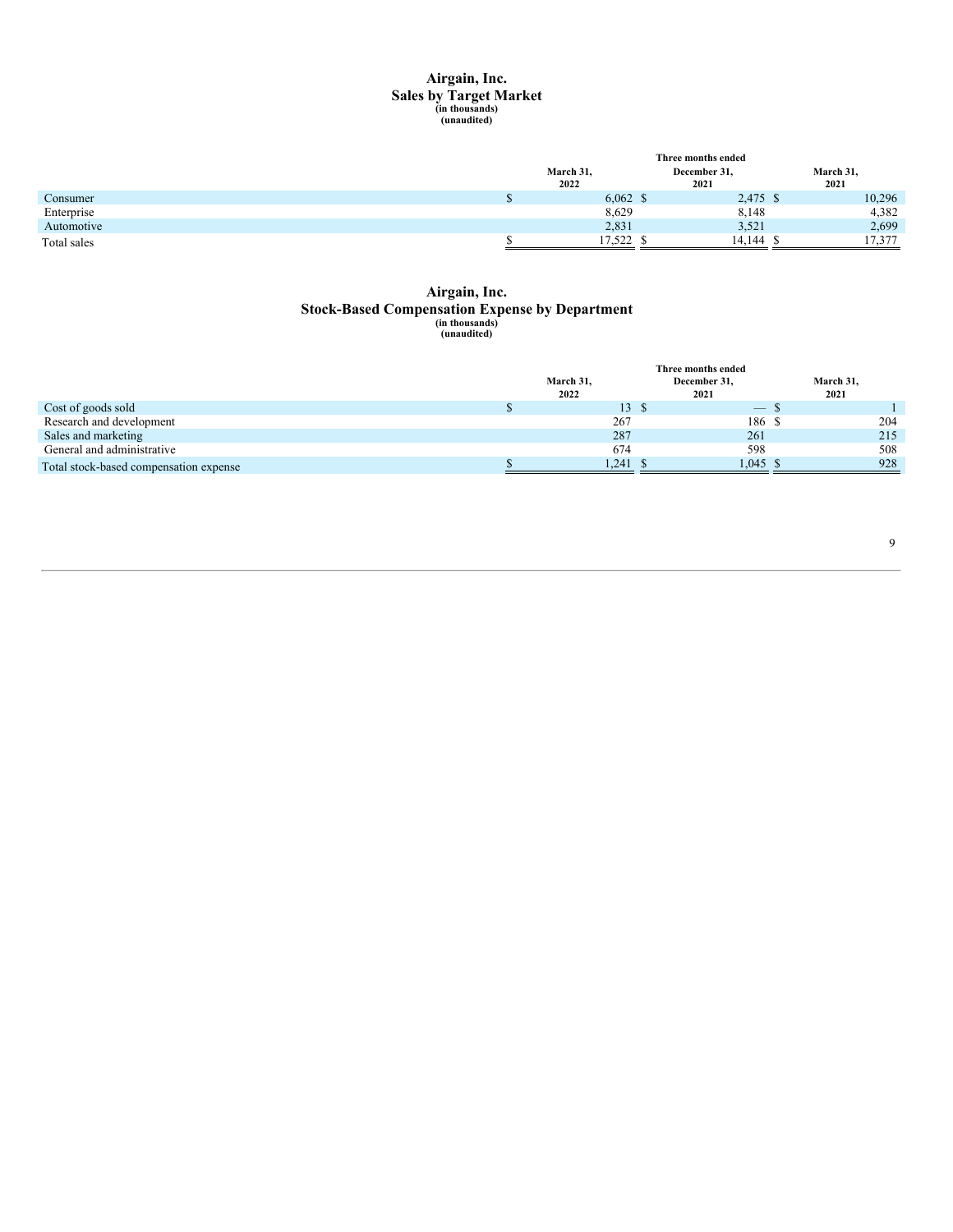# Airgain, Inc.

## Sales by Target Market

(in thousands)
(unaudited)

| | Three months ended | | |
|---|---|---|---|
| | March 31, 2022 | December 31, 2021 | March 31, 2021 |
| Consumer | $ 6,062 | $ 2,475 | $ 10,296 |
| Enterprise | 8,629 | 8,148 | 4,382 |
| Automotive | 2,831 | 3,521 | 2,699 |
| Total sales | $ 17,522 | $ 14,144 | $ 17,377 |

# Airgain, Inc.

## Stock-Based Compensation Expense by Department

(in thousands)
(unaudited)

| | Three months ended | | |
|---|---|---|---|
| | March 31, 2022 | December 31, 2021 | March 31, 2021 |
| Cost of goods sold | $ 13 | $ — | $ 1 |
| Research and development | 267 | 186 | $ 204 |
| Sales and marketing | 287 | 261 | 215 |
| General and administrative | 674 | 598 | 508 |
| Total stock-based compensation expense | $ 1,241 | $ 1,045 | $ 928 |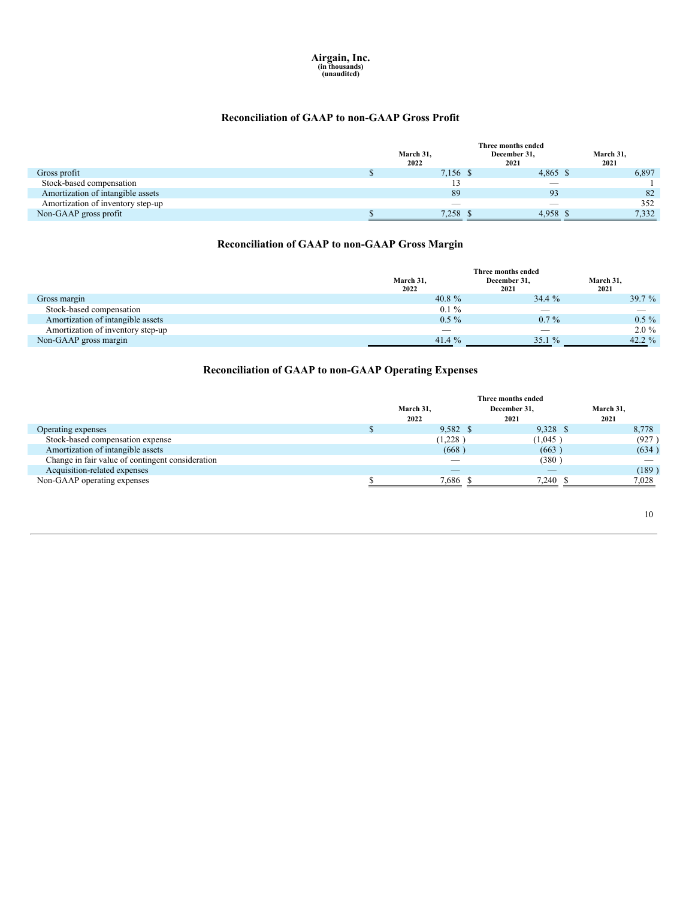# Airgain, Inc.

**(in thousands)**
**(unaudited)**

## Reconciliation of GAAP to non-GAAP Gross Profit

| | Three months ended | | |
|---|---|---|---|
| | March 31, 2022 | December 31, 2021 | March 31, 2021 |
| Gross profit | $ 7,156 | $ 4,865 | $ 6,897 |
| Stock-based compensation | 13 | — | 1 |
| Amortization of intangible assets | 89 | 93 | 82 |
| Amortization of inventory step-up | — | — | 352 |
| Non-GAAP gross profit | $ 7,258 | $ 4,958 | $ 7,332 |

## Reconciliation of GAAP to non-GAAP Gross Margin

| | Three months ended | | |
|---|---|---|---|
| | March 31, 2022 | December 31, 2021 | March 31, 2021 |
| Gross margin | 40.8 % | 34.4 % | 39.7 % |
| Stock-based compensation | 0.1 % | — | — |
| Amortization of intangible assets | 0.5 % | 0.7 % | 0.5 % |
| Amortization of inventory step-up | — | — | 2.0 % |
| Non-GAAP gross margin | 41.4 % | 35.1 % | 42.2 % |

## Reconciliation of GAAP to non-GAAP Operating Expenses

| | Three months ended | | |
|---|---|---|---|
| | March 31, 2022 | December 31, 2021 | March 31, 2021 |
| Operating expenses | $ 9,582 | $ 9,328 | $ 8,778 |
| Stock-based compensation expense | (1,228 ) | (1,045 ) | (927 ) |
| Amortization of intangible assets | (668 ) | (663 ) | (634 ) |
| Change in fair value of contingent consideration | — | (380 ) | — |
| Acquisition-related expenses | — | — | (189 ) |
| Non-GAAP operating expenses | $ 7,686 | $ 7,240 | $ 7,028 |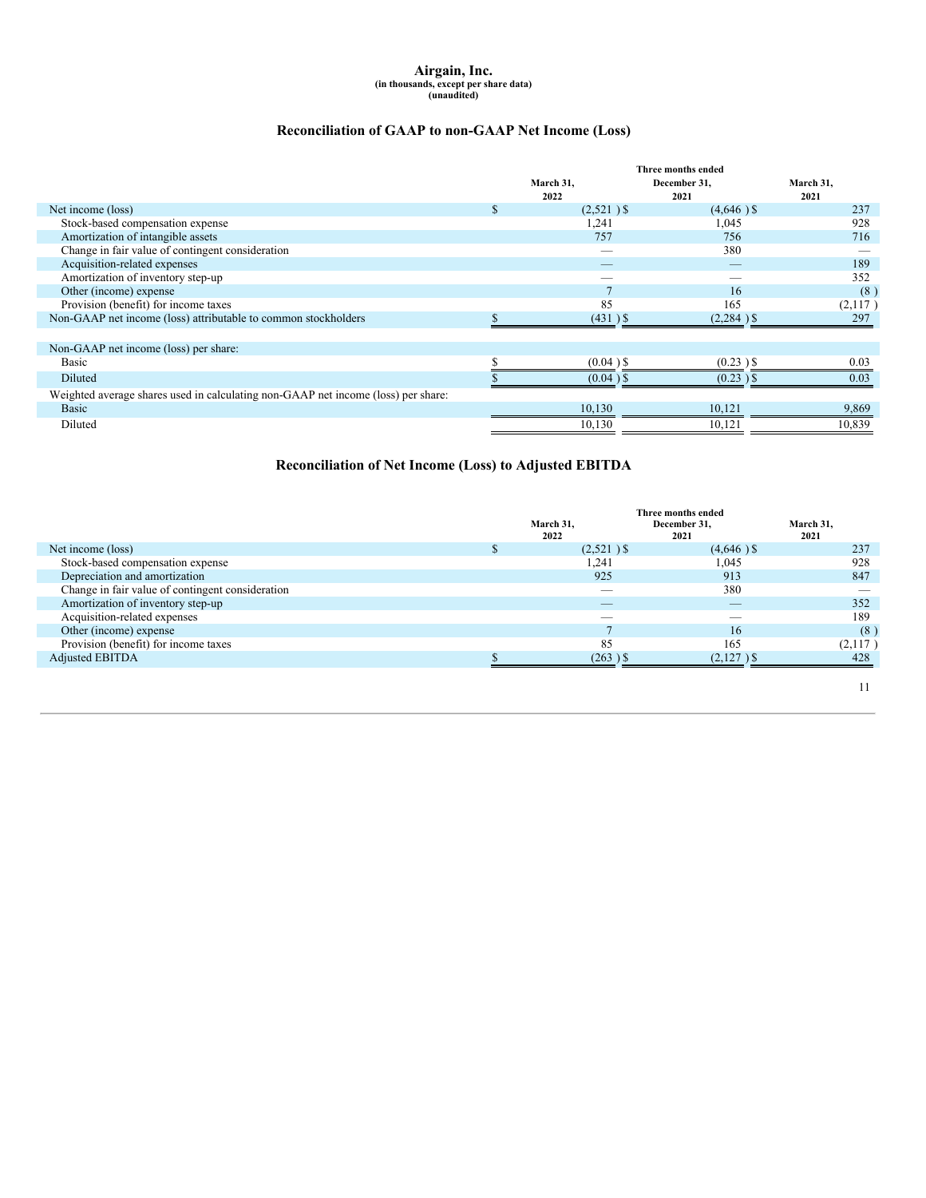**Airgain, Inc.**
**(in thousands, except per share data)**
**(unaudited)**

## Reconciliation of GAAP to non-GAAP Net Income (Loss)

| | Three months ended | | |
|---|---|---|---|
| | March 31, 2022 | December 31, 2021 | March 31, 2021 |
| Net income (loss) | $ (2,521) | $ (4,646) | $ 237 |
| Stock-based compensation expense | 1,241 | 1,045 | 928 |
| Amortization of intangible assets | 757 | 756 | 716 |
| Change in fair value of contingent consideration | — | 380 | — |
| Acquisition-related expenses | — | — | 189 |
| Amortization of inventory step-up | — | — | 352 |
| Other (income) expense | 7 | 16 | (8) |
| Provision (benefit) for income taxes | 85 | 165 | (2,117) |
| Non-GAAP net income (loss) attributable to common stockholders | $ (431) | $ (2,284) | $ 297 |
| | | | |
| Non-GAAP net income (loss) per share: | | | |
| Basic | $ (0.04) | $ (0.23) | $ 0.03 |
| Diluted | $ (0.04) | $ (0.23) | $ 0.03 |
| Weighted average shares used in calculating non-GAAP net income (loss) per share: | | | |
| Basic | 10,130 | 10,121 | 9,869 |
| Diluted | 10,130 | 10,121 | 10,839 |

## Reconciliation of Net Income (Loss) to Adjusted EBITDA

| | Three months ended | | |
|---|---|---|---|
| | March 31, 2022 | December 31, 2021 | March 31, 2021 |
| Net income (loss) | $ (2,521) | $ (4,646) | $ 237 |
| Stock-based compensation expense | 1,241 | 1,045 | 928 |
| Depreciation and amortization | 925 | 913 | 847 |
| Change in fair value of contingent consideration | — | 380 | — |
| Amortization of inventory step-up | — | — | 352 |
| Acquisition-related expenses | — | — | 189 |
| Other (income) expense | 7 | 16 | (8) |
| Provision (benefit) for income taxes | 85 | 165 | (2,117) |
| Adjusted EBITDA | $ (263) | $ (2,127) | $ 428 |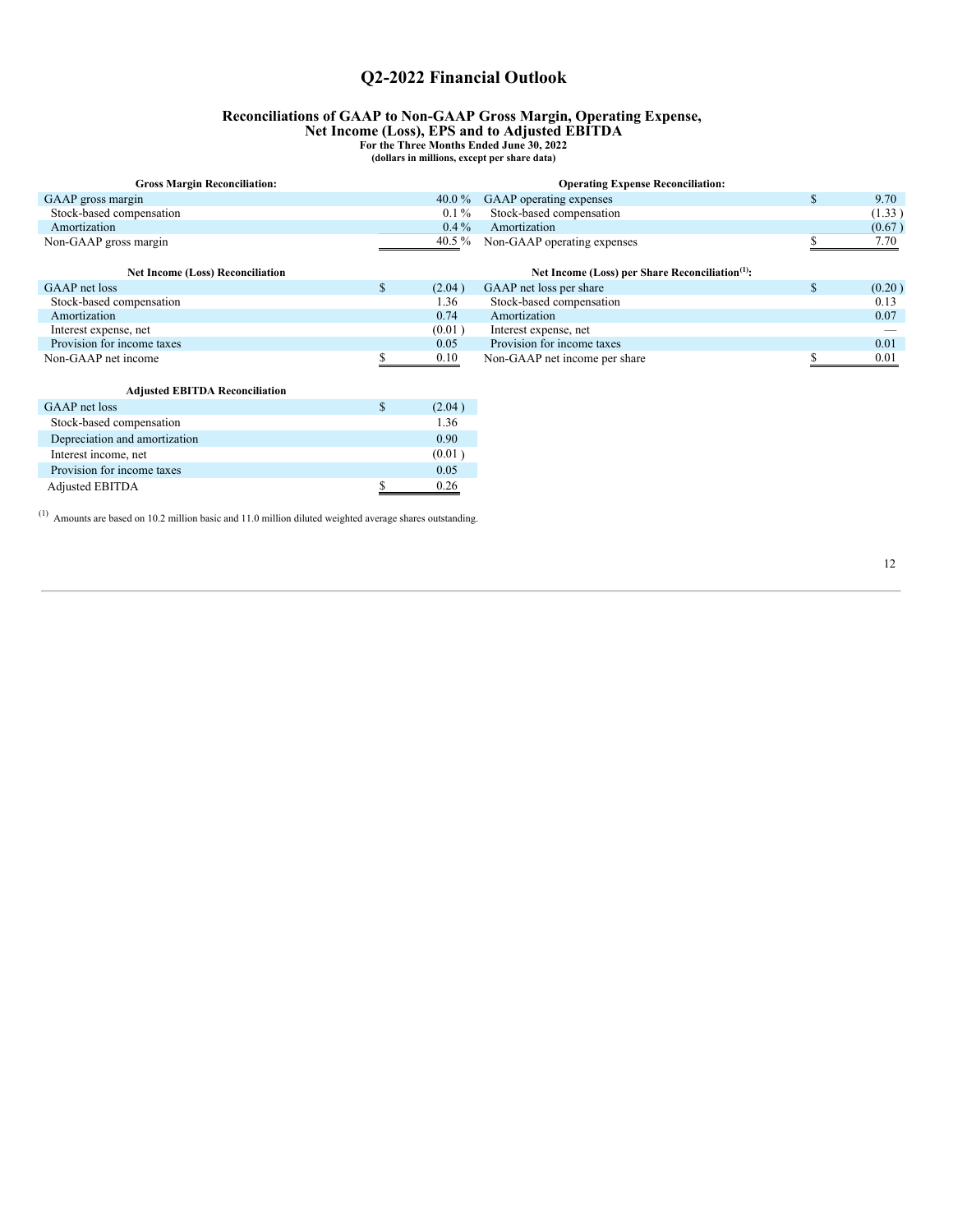# Q2-2022 Financial Outlook

### Reconciliations of GAAP to Non-GAAP Gross Margin, Operating Expense, Net Income (Loss), EPS and to Adjusted EBITDA

**For the Three Months Ended June 30, 2022**
**(dollars in millions, except per share data)**

| Gross Margin Reconciliation: | |
|---|---|
| GAAP gross margin | 40.0 % |
| Stock-based compensation | 0.1 % |
| Amortization | 0.4 % |
| Non-GAAP gross margin | 40.5 % |

| Operating Expense Reconciliation: | | |
|---|---|---|
| GAAP operating expenses | $ | 9.70 |
| Stock-based compensation | | (1.33 ) |
| Amortization | | (0.67 ) |
| Non-GAAP operating expenses | $ | 7.70 |

| Net Income (Loss) Reconciliation | | |
|---|---|---|
| GAAP net loss | $ | (2.04 ) |
| Stock-based compensation | | 1.36 |
| Amortization | | 0.74 |
| Interest expense, net | | (0.01 ) |
| Provision for income taxes | | 0.05 |
| Non-GAAP net income | $ | 0.10 |

| Net Income (Loss) per Share Reconciliation[(1)]: | | |
|---|---|---|
| GAAP net loss per share | $ | (0.20 ) |
| Stock-based compensation | | 0.13 |
| Amortization | | 0.07 |
| Interest expense, net | | — |
| Provision for income taxes | | 0.01 |
| Non-GAAP net income per share | $ | 0.01 |

| Adjusted EBITDA Reconciliation | | |
|---|---|---|
| GAAP net loss | $ | (2.04 ) |
| Stock-based compensation | | 1.36 |
| Depreciation and amortization | | 0.90 |
| Interest income, net | | (0.01 ) |
| Provision for income taxes | | 0.05 |
| Adjusted EBITDA | $ | 0.26 |

(1) Amounts are based on 10.2 million basic and 11.0 million diluted weighted average shares outstanding.